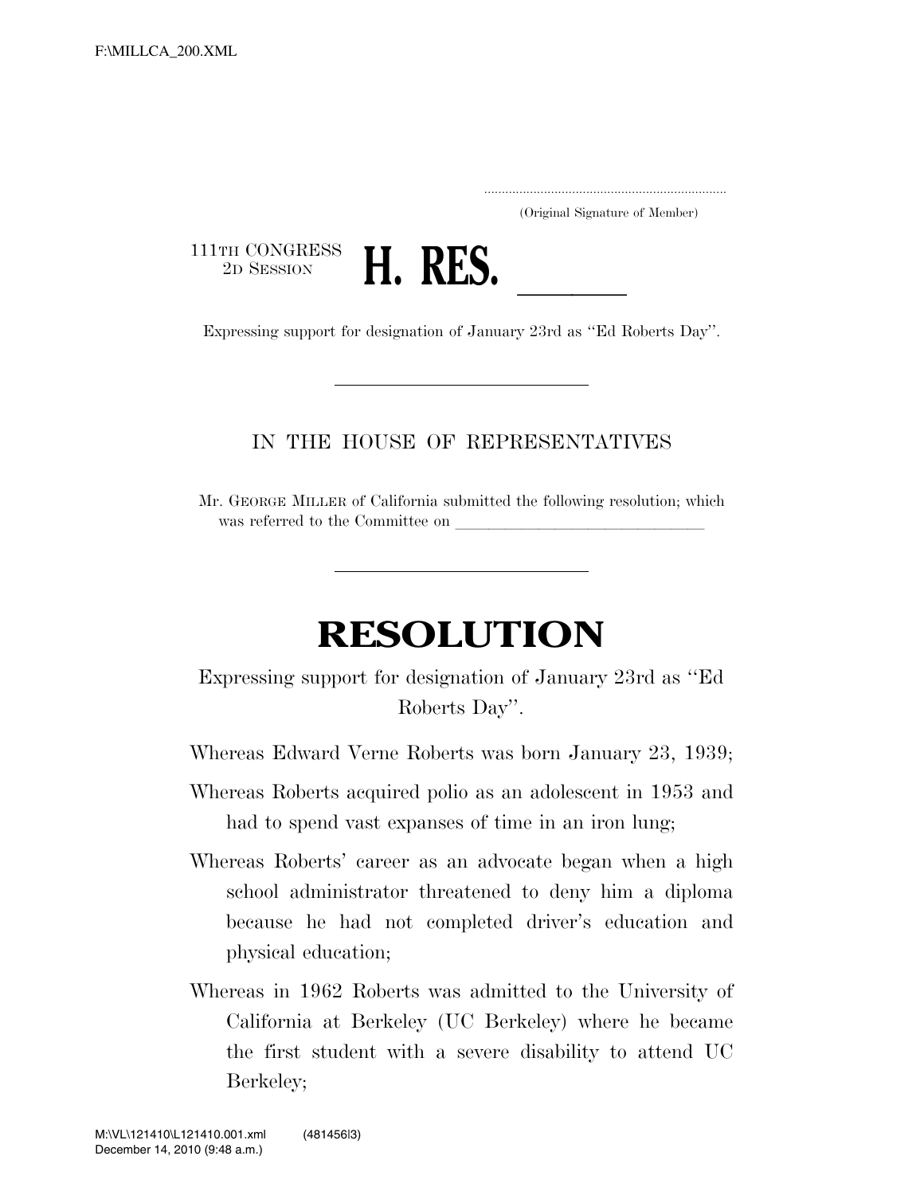(Original Signature of Member)

111TH CONGRESS
2D SESSION

# H. RES. ______

Expressing support for designation of January 23rd as ''Ed Roberts Day''.

IN THE HOUSE OF REPRESENTATIVES

Mr. GEORGE MILLER of California submitted the following resolution; which was referred to the Committee on ______________________________

# RESOLUTION

Expressing support for designation of January 23rd as ''Ed Roberts Day''.

Whereas Edward Verne Roberts was born January 23, 1939;

Whereas Roberts acquired polio as an adolescent in 1953 and had to spend vast expanses of time in an iron lung;

Whereas Roberts' career as an advocate began when a high school administrator threatened to deny him a diploma because he had not completed driver's education and physical education;

Whereas in 1962 Roberts was admitted to the University of California at Berkeley (UC Berkeley) where he became the first student with a severe disability to attend UC Berkeley;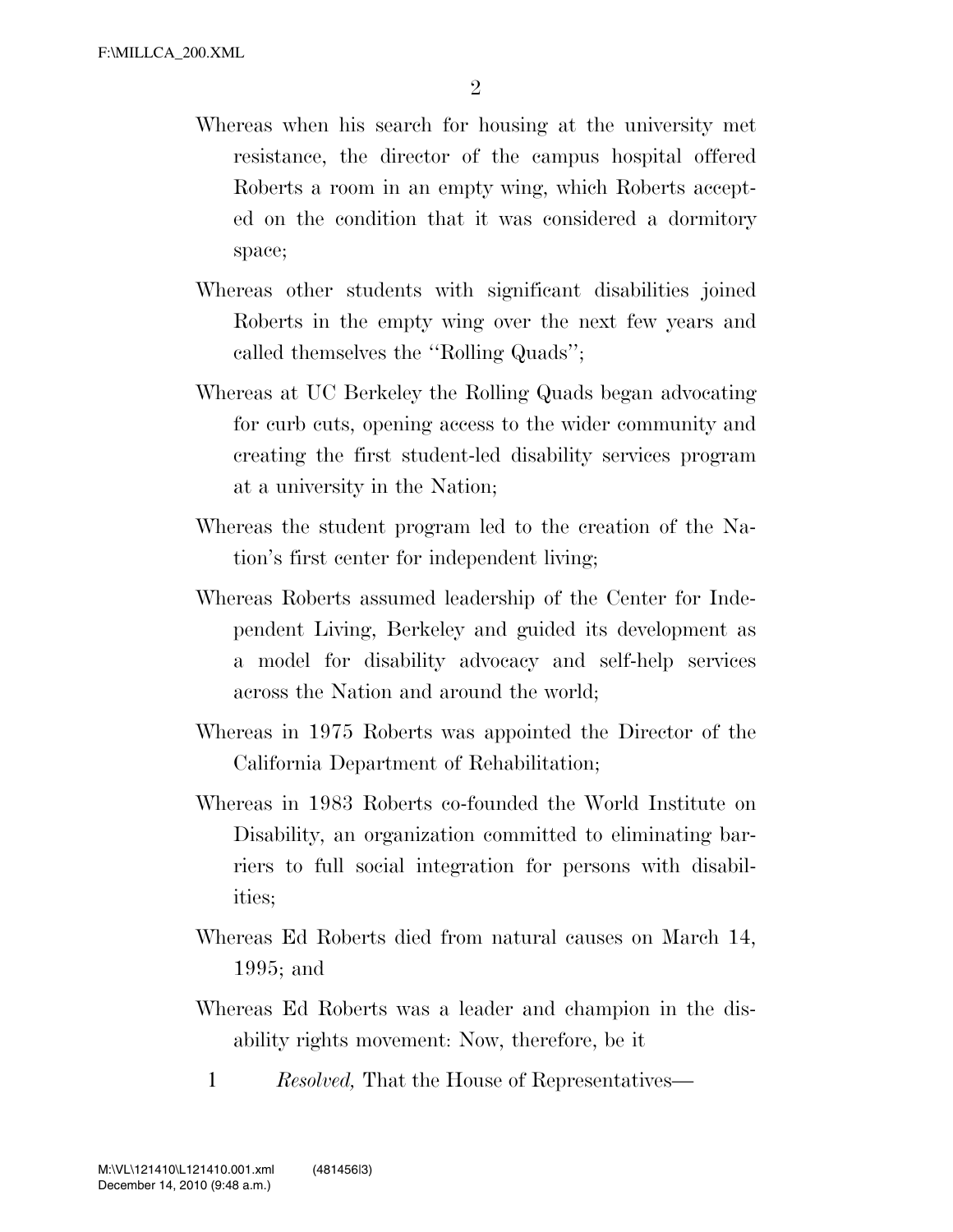Whereas when his search for housing at the university met resistance, the director of the campus hospital offered Roberts a room in an empty wing, which Roberts accepted on the condition that it was considered a dormitory space;

Whereas other students with significant disabilities joined Roberts in the empty wing over the next few years and called themselves the "Rolling Quads";

Whereas at UC Berkeley the Rolling Quads began advocating for curb cuts, opening access to the wider community and creating the first student-led disability services program at a university in the Nation;

Whereas the student program led to the creation of the Nation's first center for independent living;

Whereas Roberts assumed leadership of the Center for Independent Living, Berkeley and guided its development as a model for disability advocacy and self-help services across the Nation and around the world;

Whereas in 1975 Roberts was appointed the Director of the California Department of Rehabilitation;

Whereas in 1983 Roberts co-founded the World Institute on Disability, an organization committed to eliminating barriers to full social integration for persons with disabilities;

Whereas Ed Roberts died from natural causes on March 14, 1995; and

Whereas Ed Roberts was a leader and champion in the disability rights movement: Now, therefore, be it

1 *Resolved,* That the House of Representatives—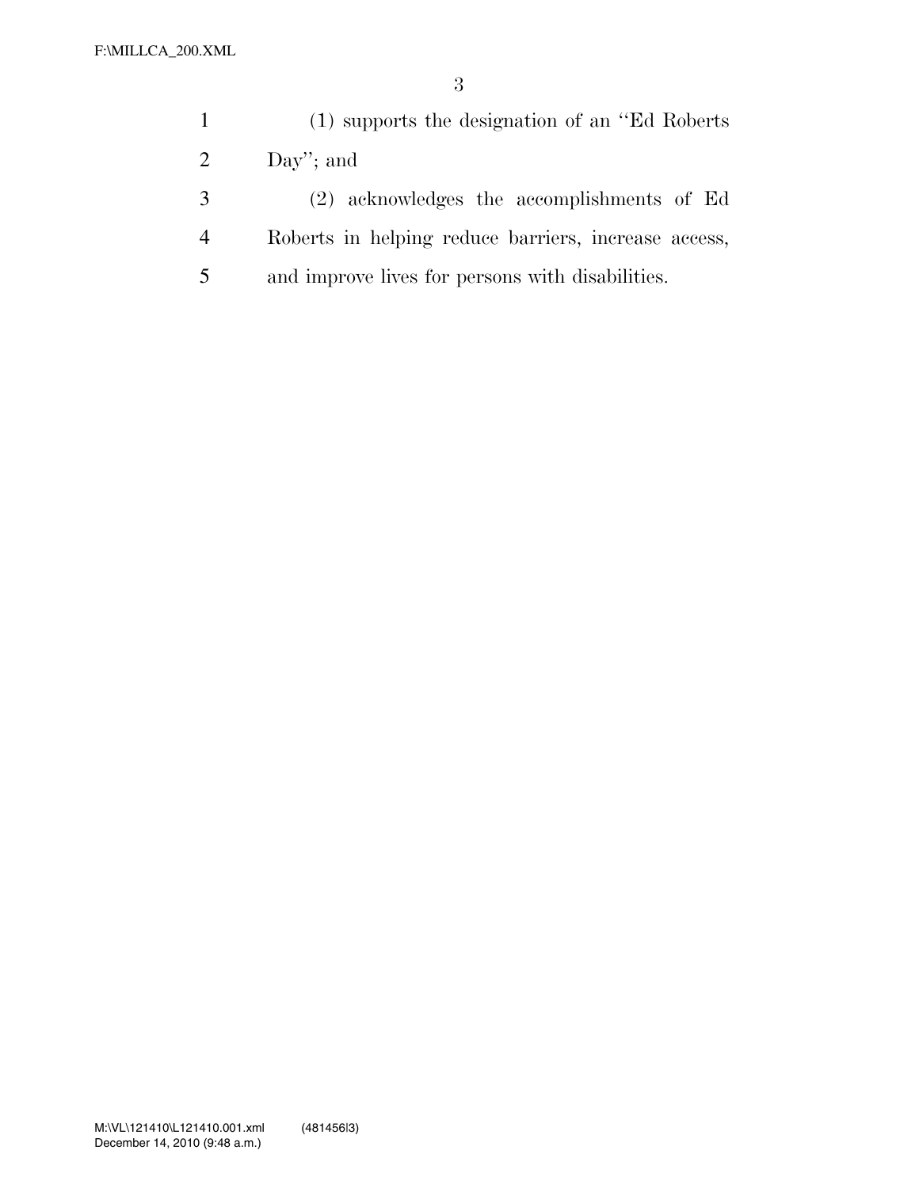(1) supports the designation of an ''Ed Roberts Day''; and

(2) acknowledges the accomplishments of Ed Roberts in helping reduce barriers, increase access, and improve lives for persons with disabilities.